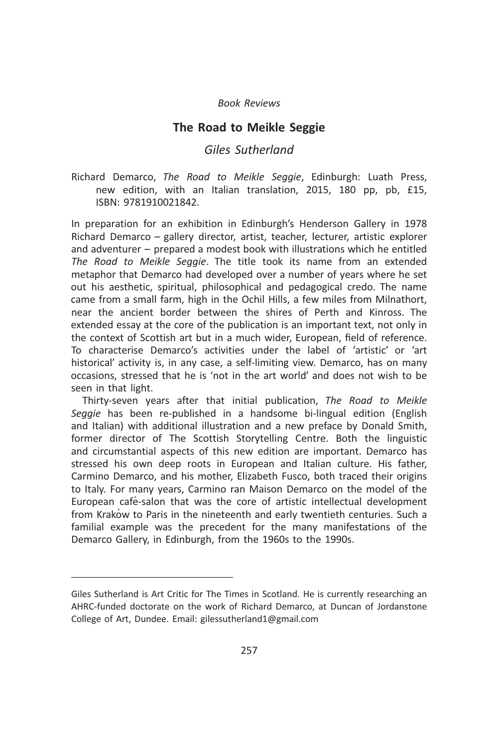*Book Reviews*

# The Road to Meikle Seggie

## *Giles Sutherland*

Richard Demarco, *The Road to Meikle Seggie*, Edinburgh: Luath Press, new edition, with an Italian translation, 2015, 180 pp, pb, £15, ISBN: 9781910021842.

In preparation for an exhibition in Edinburgh's Henderson Gallery in 1978 Richard Demarco – gallery director, artist, teacher, lecturer, artistic explorer and adventurer – prepared a modest book with illustrations which he entitled *The Road to Meikle Seggie*. The title took its name from an extended metaphor that Demarco had developed over a number of years where he set out his aesthetic, spiritual, philosophical and pedagogical credo. The name came from a small farm, high in the Ochil Hills, a few miles from Milnathort, near the ancient border between the shires of Perth and Kinross. The extended essay at the core of the publication is an important text, not only in the context of Scottish art but in a much wider, European, field of reference. To characterise Demarco's activities under the label of 'artistic' or 'art historical' activity is, in any case, a self-limiting view. Demarco, has on many occasions, stressed that he is 'not in the art world' and does not wish to be seen in that light.

Thirty-seven years after that initial publication, *The Road to Meikle Seggie* has been re-published in a handsome bi-lingual edition (English and Italian) with additional illustration and a new preface by Donald Smith, former director of The Scottish Storytelling Centre. Both the linguistic and circumstantial aspects of this new edition are important. Demarco has stressed his own deep roots in European and Italian culture. His father, Carmino Demarco, and his mother, Elizabeth Fusco, both traced their origins to Italy. For many years, Carmino ran Maison Demarco on the model of the European café-salon that was the core of artistic intellectual development from Kraków to Paris in the nineteenth and early twentieth centuries. Such a familial example was the precedent for the many manifestations of the Demarco Gallery, in Edinburgh, from the 1960s to the 1990s.

---

Giles Sutherland is Art Critic for The Times in Scotland. He is currently researching an AHRC-funded doctorate on the work of Richard Demarco, at Duncan of Jordanstone College of Art, Dundee. Email: gilessutherland1@gmail.com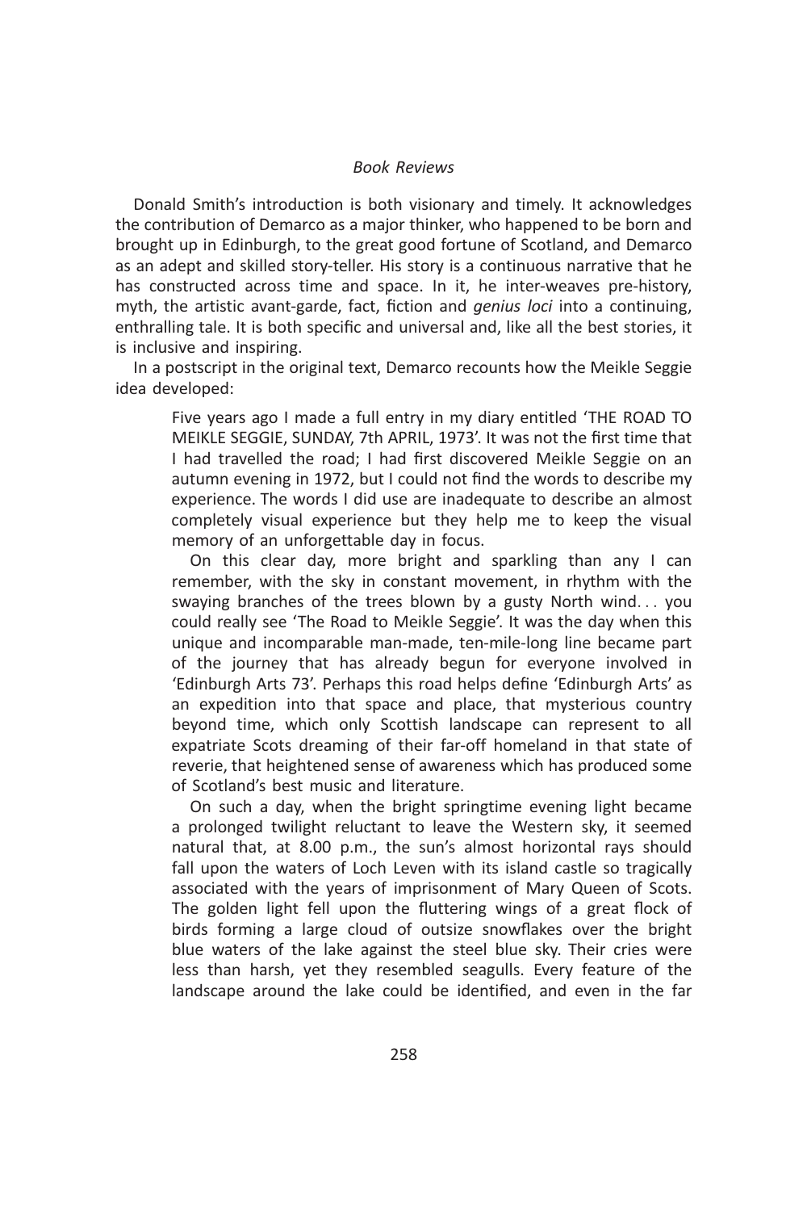Donald Smith's introduction is both visionary and timely. It acknowledges the contribution of Demarco as a major thinker, who happened to be born and brought up in Edinburgh, to the great good fortune of Scotland, and Demarco as an adept and skilled story-teller. His story is a continuous narrative that he has constructed across time and space. In it, he inter-weaves pre-history, myth, the artistic avant-garde, fact, fiction and *genius loci* into a continuing, enthralling tale. It is both specific and universal and, like all the best stories, it is inclusive and inspiring.

In a postscript in the original text, Demarco recounts how the Meikle Seggie idea developed:

> Five years ago I made a full entry in my diary entitled 'THE ROAD TO MEIKLE SEGGIE, SUNDAY, 7th APRIL, 1973'. It was not the first time that I had travelled the road; I had first discovered Meikle Seggie on an autumn evening in 1972, but I could not find the words to describe my experience. The words I did use are inadequate to describe an almost completely visual experience but they help me to keep the visual memory of an unforgettable day in focus.
>
> On this clear day, more bright and sparkling than any I can remember, with the sky in constant movement, in rhythm with the swaying branches of the trees blown by a gusty North wind. . . you could really see 'The Road to Meikle Seggie'. It was the day when this unique and incomparable man-made, ten-mile-long line became part of the journey that has already begun for everyone involved in 'Edinburgh Arts 73'. Perhaps this road helps define 'Edinburgh Arts' as an expedition into that space and place, that mysterious country beyond time, which only Scottish landscape can represent to all expatriate Scots dreaming of their far-off homeland in that state of reverie, that heightened sense of awareness which has produced some of Scotland's best music and literature.
>
> On such a day, when the bright springtime evening light became a prolonged twilight reluctant to leave the Western sky, it seemed natural that, at 8.00 p.m., the sun's almost horizontal rays should fall upon the waters of Loch Leven with its island castle so tragically associated with the years of imprisonment of Mary Queen of Scots. The golden light fell upon the fluttering wings of a great flock of birds forming a large cloud of outsize snowflakes over the bright blue waters of the lake against the steel blue sky. Their cries were less than harsh, yet they resembled seagulls. Every feature of the landscape around the lake could be identified, and even in the far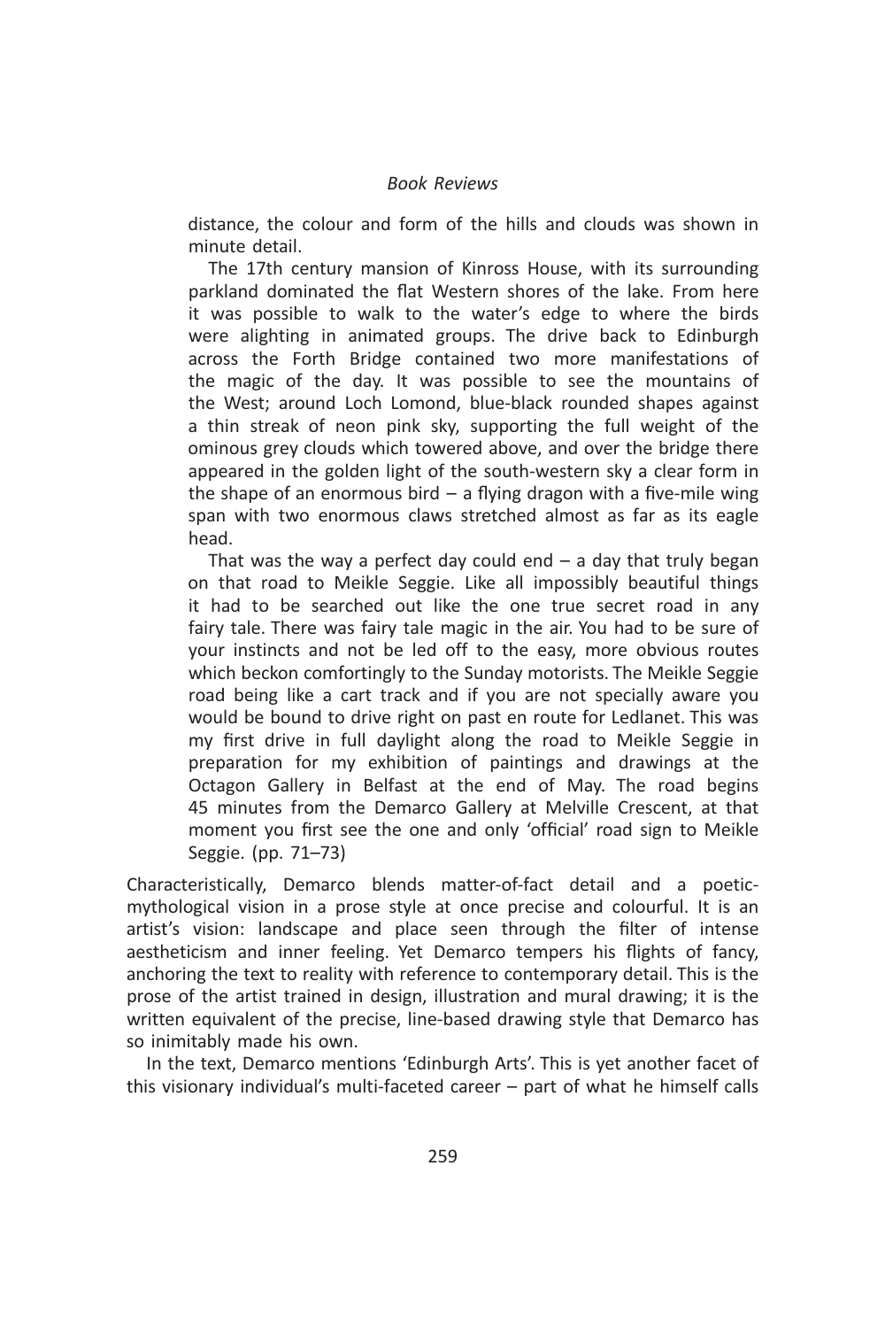> distance, the colour and form of the hills and clouds was shown in minute detail.
>
> The 17th century mansion of Kinross House, with its surrounding parkland dominated the flat Western shores of the lake. From here it was possible to walk to the water's edge to where the birds were alighting in animated groups. The drive back to Edinburgh across the Forth Bridge contained two more manifestations of the magic of the day. It was possible to see the mountains of the West; around Loch Lomond, blue-black rounded shapes against a thin streak of neon pink sky, supporting the full weight of the ominous grey clouds which towered above, and over the bridge there appeared in the golden light of the south-western sky a clear form in the shape of an enormous bird – a flying dragon with a five-mile wing span with two enormous claws stretched almost as far as its eagle head.
>
> That was the way a perfect day could end – a day that truly began on that road to Meikle Seggie. Like all impossibly beautiful things it had to be searched out like the one true secret road in any fairy tale. There was fairy tale magic in the air. You had to be sure of your instincts and not be led off to the easy, more obvious routes which beckon comfortingly to the Sunday motorists. The Meikle Seggie road being like a cart track and if you are not specially aware you would be bound to drive right on past en route for Ledlanet. This was my first drive in full daylight along the road to Meikle Seggie in preparation for my exhibition of paintings and drawings at the Octagon Gallery in Belfast at the end of May. The road begins 45 minutes from the Demarco Gallery at Melville Crescent, at that moment you first see the one and only 'official' road sign to Meikle Seggie. (pp. 71–73)

Characteristically, Demarco blends matter-of-fact detail and a poetic-mythological vision in a prose style at once precise and colourful. It is an artist's vision: landscape and place seen through the filter of intense aestheticism and inner feeling. Yet Demarco tempers his flights of fancy, anchoring the text to reality with reference to contemporary detail. This is the prose of the artist trained in design, illustration and mural drawing; it is the written equivalent of the precise, line-based drawing style that Demarco has so inimitably made his own.

In the text, Demarco mentions 'Edinburgh Arts'. This is yet another facet of this visionary individual's multi-faceted career – part of what he himself calls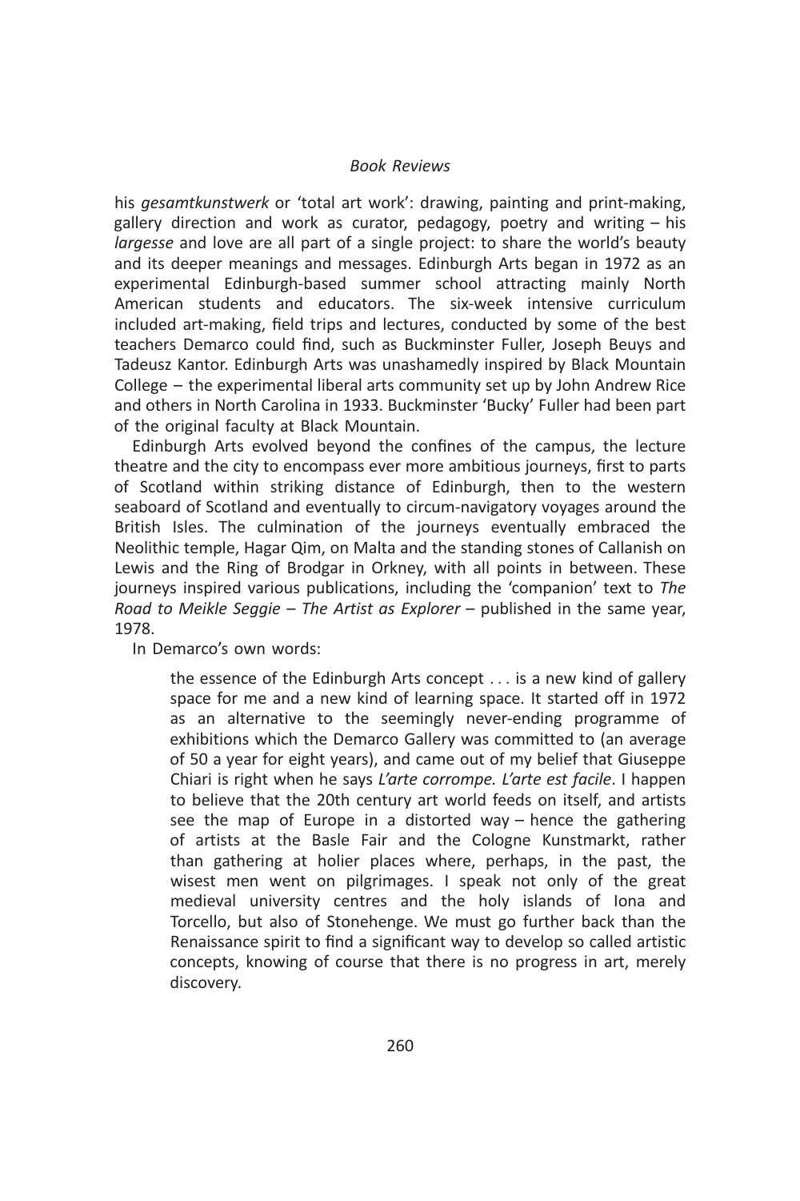his *gesamtkunstwerk* or 'total art work': drawing, painting and print-making, gallery direction and work as curator, pedagogy, poetry and writing – his *largesse* and love are all part of a single project: to share the world's beauty and its deeper meanings and messages. Edinburgh Arts began in 1972 as an experimental Edinburgh-based summer school attracting mainly North American students and educators. The six-week intensive curriculum included art-making, field trips and lectures, conducted by some of the best teachers Demarco could find, such as Buckminster Fuller, Joseph Beuys and Tadeusz Kantor. Edinburgh Arts was unashamedly inspired by Black Mountain College – the experimental liberal arts community set up by John Andrew Rice and others in North Carolina in 1933. Buckminster 'Bucky' Fuller had been part of the original faculty at Black Mountain.

Edinburgh Arts evolved beyond the confines of the campus, the lecture theatre and the city to encompass ever more ambitious journeys, first to parts of Scotland within striking distance of Edinburgh, then to the western seaboard of Scotland and eventually to circum-navigatory voyages around the British Isles. The culmination of the journeys eventually embraced the Neolithic temple, Hagar Qim, on Malta and the standing stones of Callanish on Lewis and the Ring of Brodgar in Orkney, with all points in between. These journeys inspired various publications, including the 'companion' text to *The Road to Meikle Seggie – The Artist as Explorer* – published in the same year, 1978.

In Demarco's own words:

> the essence of the Edinburgh Arts concept . . . is a new kind of gallery space for me and a new kind of learning space. It started off in 1972 as an alternative to the seemingly never-ending programme of exhibitions which the Demarco Gallery was committed to (an average of 50 a year for eight years), and came out of my belief that Giuseppe Chiari is right when he says *L'arte corrompe. L'arte est facile*. I happen to believe that the 20th century art world feeds on itself, and artists see the map of Europe in a distorted way – hence the gathering of artists at the Basle Fair and the Cologne Kunstmarkt, rather than gathering at holier places where, perhaps, in the past, the wisest men went on pilgrimages. I speak not only of the great medieval university centres and the holy islands of Iona and Torcello, but also of Stonehenge. We must go further back than the Renaissance spirit to find a significant way to develop so called artistic concepts, knowing of course that there is no progress in art, merely discovery.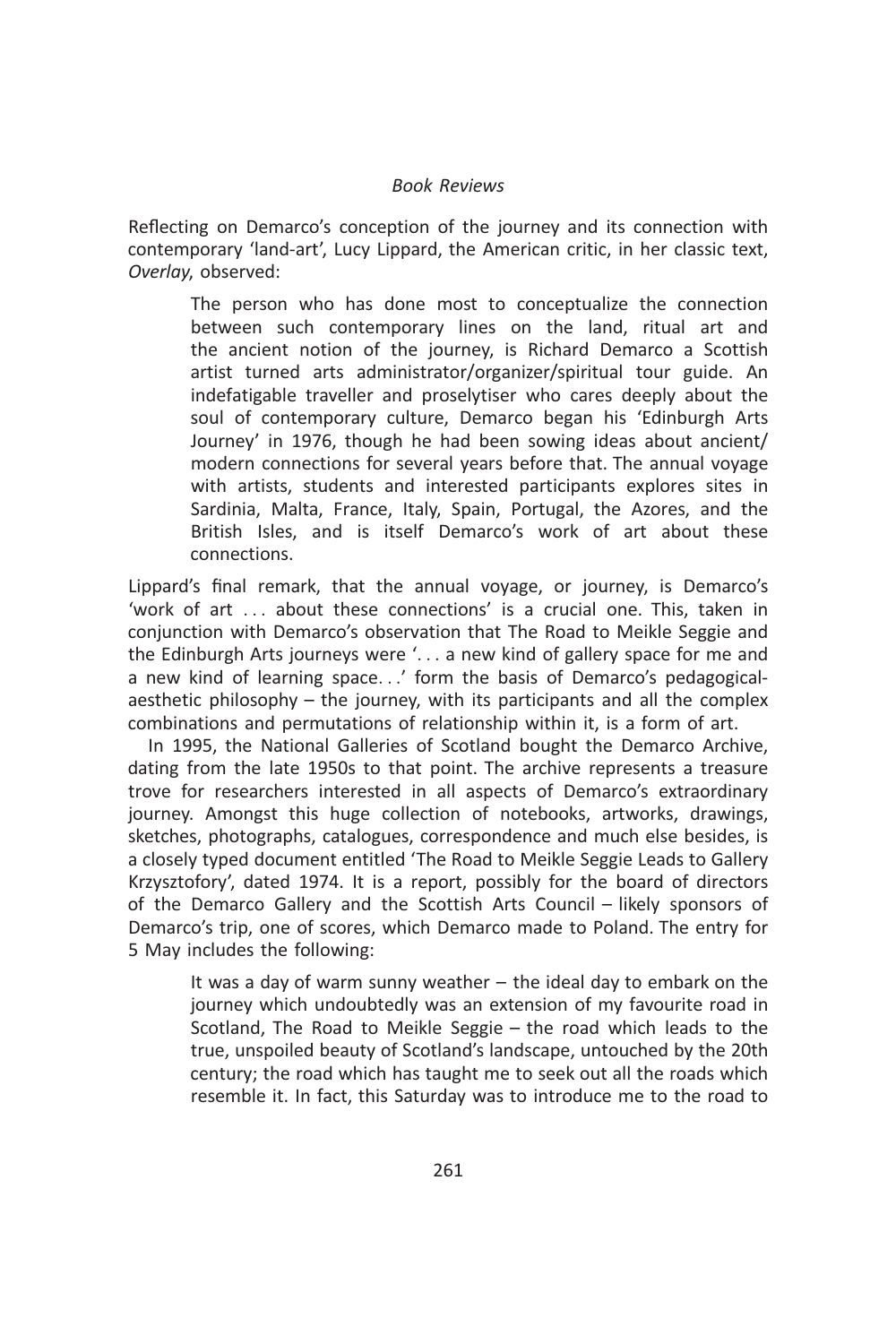Reflecting on Demarco's conception of the journey and its connection with contemporary 'land-art', Lucy Lippard, the American critic, in her classic text, *Overlay*, observed:

> The person who has done most to conceptualize the connection between such contemporary lines on the land, ritual art and the ancient notion of the journey, is Richard Demarco a Scottish artist turned arts administrator/organizer/spiritual tour guide. An indefatigable traveller and proselytiser who cares deeply about the soul of contemporary culture, Demarco began his 'Edinburgh Arts Journey' in 1976, though he had been sowing ideas about ancient/modern connections for several years before that. The annual voyage with artists, students and interested participants explores sites in Sardinia, Malta, France, Italy, Spain, Portugal, the Azores, and the British Isles, and is itself Demarco's work of art about these connections.

Lippard's final remark, that the annual voyage, or journey, is Demarco's 'work of art . . . about these connections' is a crucial one. This, taken in conjunction with Demarco's observation that The Road to Meikle Seggie and the Edinburgh Arts journeys were '. . . a new kind of gallery space for me and a new kind of learning space. . .' form the basis of Demarco's pedagogical-aesthetic philosophy – the journey, with its participants and all the complex combinations and permutations of relationship within it, is a form of art.

In 1995, the National Galleries of Scotland bought the Demarco Archive, dating from the late 1950s to that point. The archive represents a treasure trove for researchers interested in all aspects of Demarco's extraordinary journey. Amongst this huge collection of notebooks, artworks, drawings, sketches, photographs, catalogues, correspondence and much else besides, is a closely typed document entitled 'The Road to Meikle Seggie Leads to Gallery Krzysztofory', dated 1974. It is a report, possibly for the board of directors of the Demarco Gallery and the Scottish Arts Council – likely sponsors of Demarco's trip, one of scores, which Demarco made to Poland. The entry for 5 May includes the following:

> It was a day of warm sunny weather – the ideal day to embark on the journey which undoubtedly was an extension of my favourite road in Scotland, The Road to Meikle Seggie – the road which leads to the true, unspoiled beauty of Scotland's landscape, untouched by the 20th century; the road which has taught me to seek out all the roads which resemble it. In fact, this Saturday was to introduce me to the road to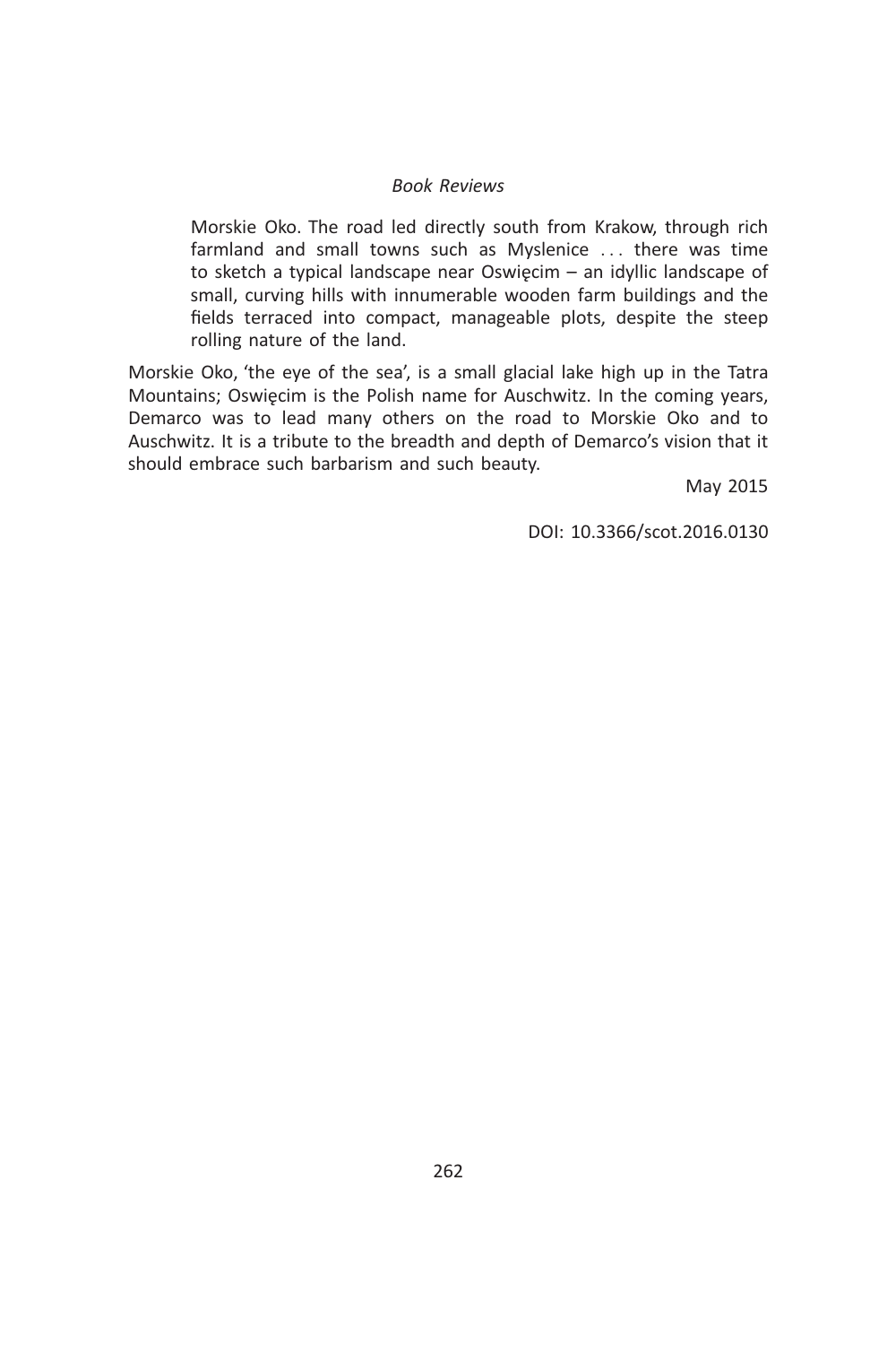> Morskie Oko. The road led directly south from Krakow, through rich farmland and small towns such as Myslenice . . . there was time to sketch a typical landscape near Oswięcim – an idyllic landscape of small, curving hills with innumerable wooden farm buildings and the fields terraced into compact, manageable plots, despite the steep rolling nature of the land.

Morskie Oko, 'the eye of the sea', is a small glacial lake high up in the Tatra Mountains; Oswięcim is the Polish name for Auschwitz. In the coming years, Demarco was to lead many others on the road to Morskie Oko and to Auschwitz. It is a tribute to the breadth and depth of Demarco's vision that it should embrace such barbarism and such beauty.

May 2015

DOI: 10.3366/scot.2016.0130